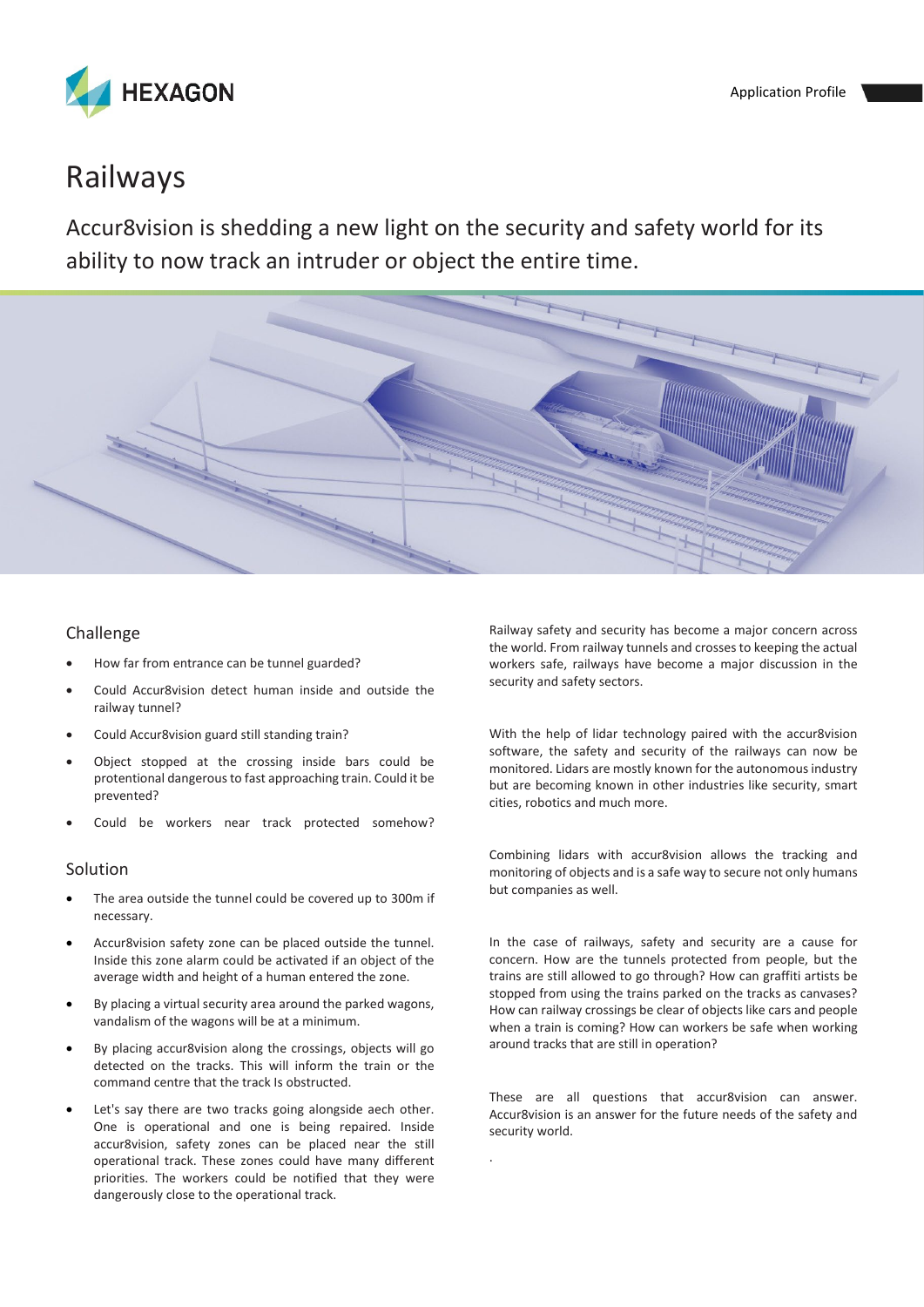HEXAGON

Application Profile

# Railways

Accur8vision is shedding a new light on the security and safety world for its ability to now track an intruder or object the entire time.

## Challenge

- How far from entrance can be tunnel guarded?
- Could Accur8vision detect human inside and outside the railway tunnel?
- Could Accur8vision guard still standing train?
- Object stopped at the crossing inside bars could be protentional dangerous to fast approaching train. Could it be prevented?
- Could be workers near track protected somehow?

## Solution

- The area outside the tunnel could be covered up to 300m if necessary.
- Accur8vision safety zone can be placed outside the tunnel. Inside this zone alarm could be activated if an object of the average width and height of a human entered the zone.
- By placing a virtual security area around the parked wagons, vandalism of the wagons will be at a minimum.
- By placing accur8vision along the crossings, objects will go detected on the tracks. This will inform the train or the command centre that the track Is obstructed.
- Let's say there are two tracks going alongside aech other. One is operational and one is being repaired. Inside accur8vision, safety zones can be placed near the still operational track. These zones could have many different priorities. The workers could be notified that they were dangerously close to the operational track.

Railway safety and security has become a major concern across the world. From railway tunnels and crosses to keeping the actual workers safe, railways have become a major discussion in the security and safety sectors.

With the help of lidar technology paired with the accur8vision software, the safety and security of the railways can now be monitored. Lidars are mostly known for the autonomous industry but are becoming known in other industries like security, smart cities, robotics and much more.

Combining lidars with accur8vision allows the tracking and monitoring of objects and is a safe way to secure not only humans but companies as well.

In the case of railways, safety and security are a cause for concern. How are the tunnels protected from people, but the trains are still allowed to go through? How can graffiti artists be stopped from using the trains parked on the tracks as canvases? How can railway crossings be clear of objects like cars and people when a train is coming? How can workers be safe when working around tracks that are still in operation?

These are all questions that accur8vision can answer. Accur8vision is an answer for the future needs of the safety and security world.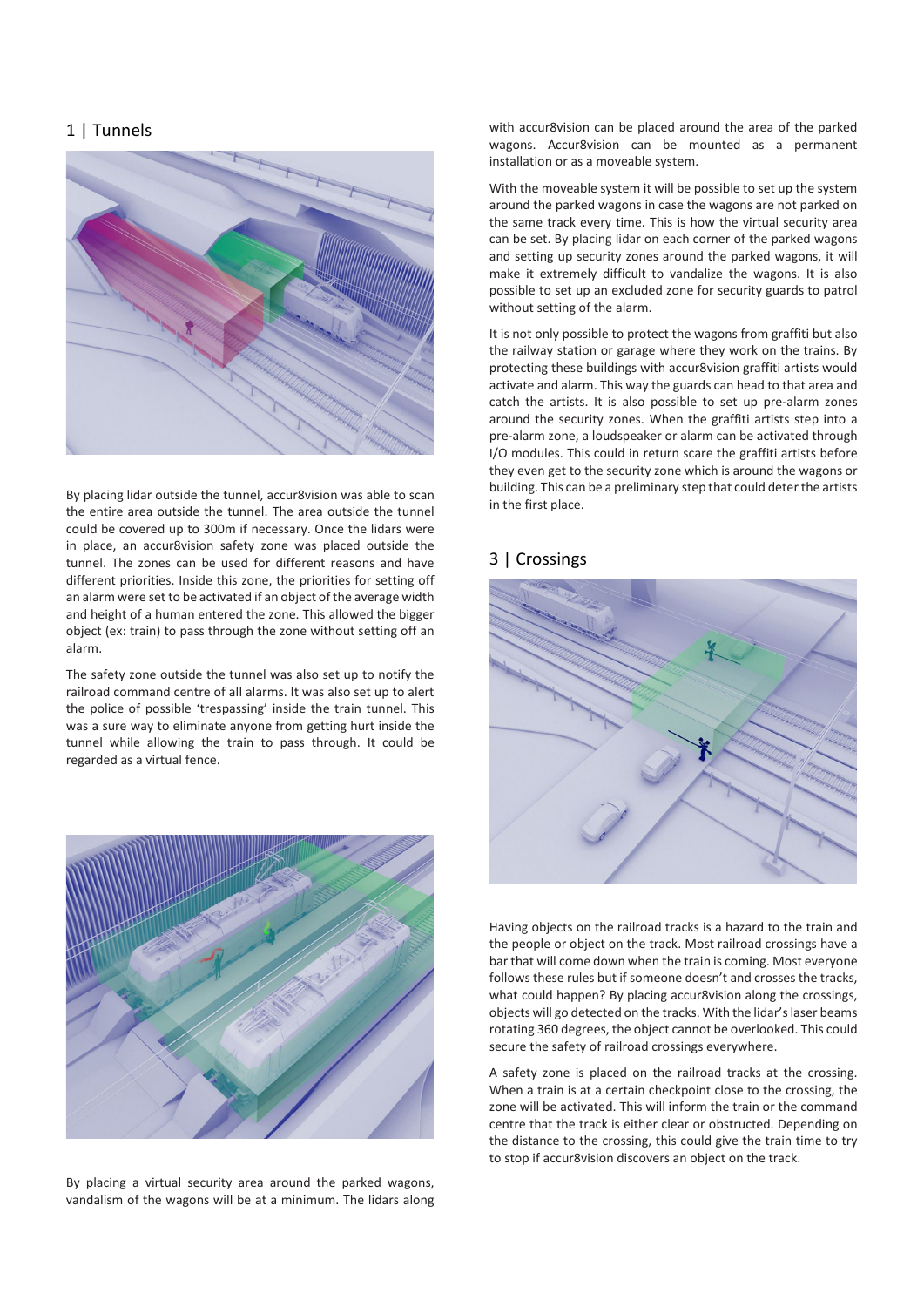## 1 | Tunnels

By placing lidar outside the tunnel, accur8vision was able to scan the entire area outside the tunnel. The area outside the tunnel could be covered up to 300m if necessary. Once the lidars were in place, an accur8vision safety zone was placed outside the tunnel. The zones can be used for different reasons and have different priorities. Inside this zone, the priorities for setting off an alarm were set to be activated if an object of the average width and height of a human entered the zone. This allowed the bigger object (ex: train) to pass through the zone without setting off an alarm.

The safety zone outside the tunnel was also set up to notify the railroad command centre of all alarms. It was also set up to alert the police of possible 'trespassing' inside the train tunnel. This was a sure way to eliminate anyone from getting hurt inside the tunnel while allowing the train to pass through. It could be regarded as a virtual fence.

By placing a virtual security area around the parked wagons, vandalism of the wagons will be at a minimum. The lidars along with accur8vision can be placed around the area of the parked wagons. Accur8vision can be mounted as a permanent installation or as a moveable system.

With the moveable system it will be possible to set up the system around the parked wagons in case the wagons are not parked on the same track every time. This is how the virtual security area can be set. By placing lidar on each corner of the parked wagons and setting up security zones around the parked wagons, it will make it extremely difficult to vandalize the wagons. It is also possible to set up an excluded zone for security guards to patrol without setting of the alarm.

It is not only possible to protect the wagons from graffiti but also the railway station or garage where they work on the trains. By protecting these buildings with accur8vision graffiti artists would activate and alarm. This way the guards can head to that area and catch the artists. It is also possible to set up pre-alarm zones around the security zones. When the graffiti artists step into a pre-alarm zone, a loudspeaker or alarm can be activated through I/O modules. This could in return scare the graffiti artists before they even get to the security zone which is around the wagons or building. This can be a preliminary step that could deter the artists in the first place.

## 3 | Crossings

Having objects on the railroad tracks is a hazard to the train and the people or object on the track. Most railroad crossings have a bar that will come down when the train is coming. Most everyone follows these rules but if someone doesn't and crosses the tracks, what could happen? By placing accur8vision along the crossings, objects will go detected on the tracks. With the lidar's laser beams rotating 360 degrees, the object cannot be overlooked. This could secure the safety of railroad crossings everywhere.

A safety zone is placed on the railroad tracks at the crossing. When a train is at a certain checkpoint close to the crossing, the zone will be activated. This will inform the train or the command centre that the track is either clear or obstructed. Depending on the distance to the crossing, this could give the train time to try to stop if accur8vision discovers an object on the track.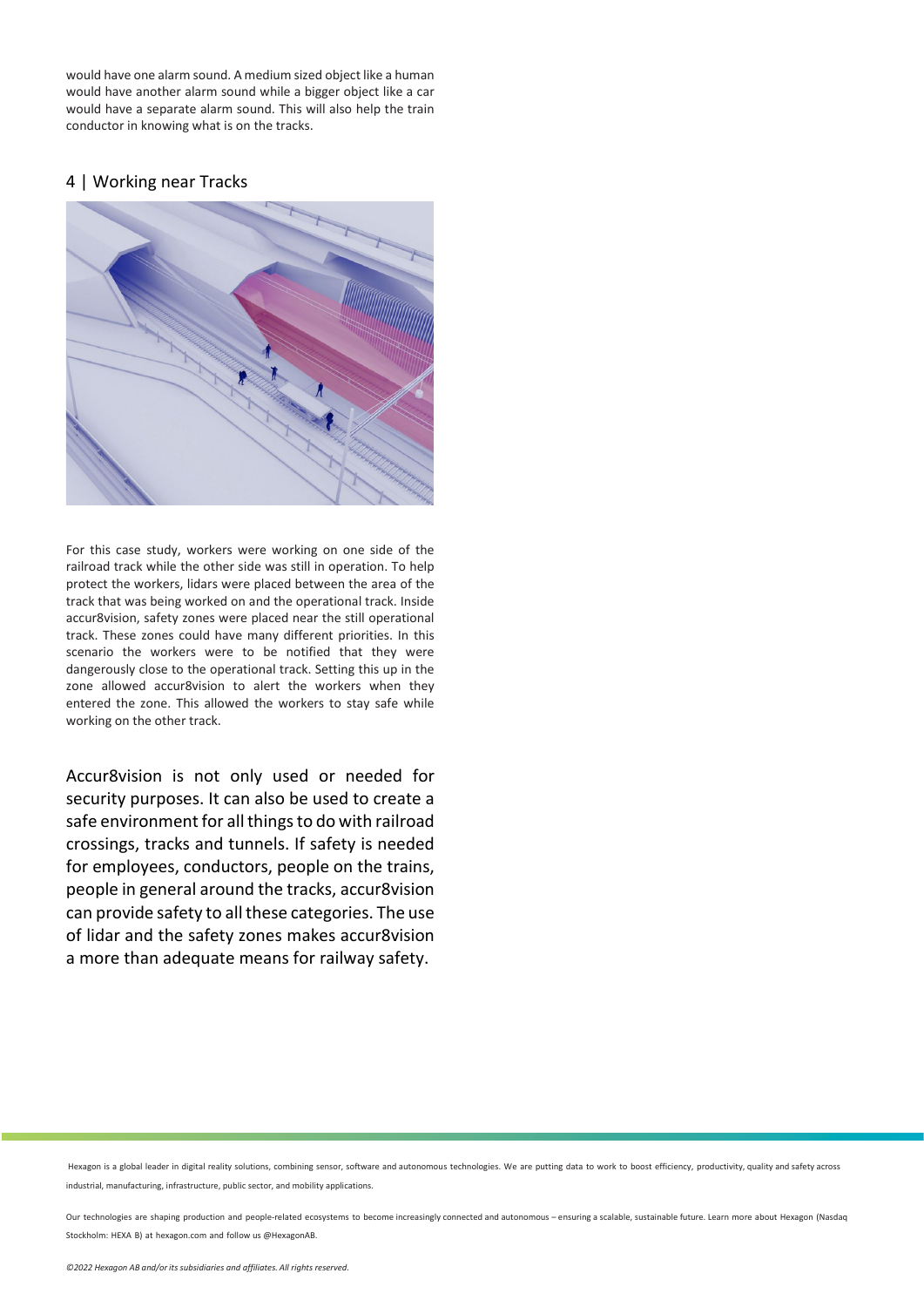would have one alarm sound. A medium sized object like a human would have another alarm sound while a bigger object like a car would have a separate alarm sound. This will also help the train conductor in knowing what is on the tracks.

## 4 | Working near Tracks

For this case study, workers were working on one side of the railroad track while the other side was still in operation. To help protect the workers, lidars were placed between the area of the track that was being worked on and the operational track. Inside accur8vision, safety zones were placed near the still operational track. These zones could have many different priorities. In this scenario the workers were to be notified that they were dangerously close to the operational track. Setting this up in the zone allowed accur8vision to alert the workers when they entered the zone. This allowed the workers to stay safe while working on the other track.

Accur8vision is not only used or needed for security purposes. It can also be used to create a safe environment for all things to do with railroad crossings, tracks and tunnels. If safety is needed for employees, conductors, people on the trains, people in general around the tracks, accur8vision can provide safety to all these categories. The use of lidar and the safety zones makes accur8vision a more than adequate means for railway safety.

Hexagon is a global leader in digital reality solutions, combining sensor, software and autonomous technologies. We are putting data to work to boost efficiency, productivity, quality and safety across industrial, manufacturing, infrastructure, public sector, and mobility applications.

Our technologies are shaping production and people-related ecosystems to become increasingly connected and autonomous – ensuring a scalable, sustainable future. Learn more about Hexagon (Nasdaq Stockholm: HEXA B) at hexagon.com and follow us @HexagonAB.

*©2022 Hexagon AB and/or its subsidiaries and affiliates. All rights reserved.*